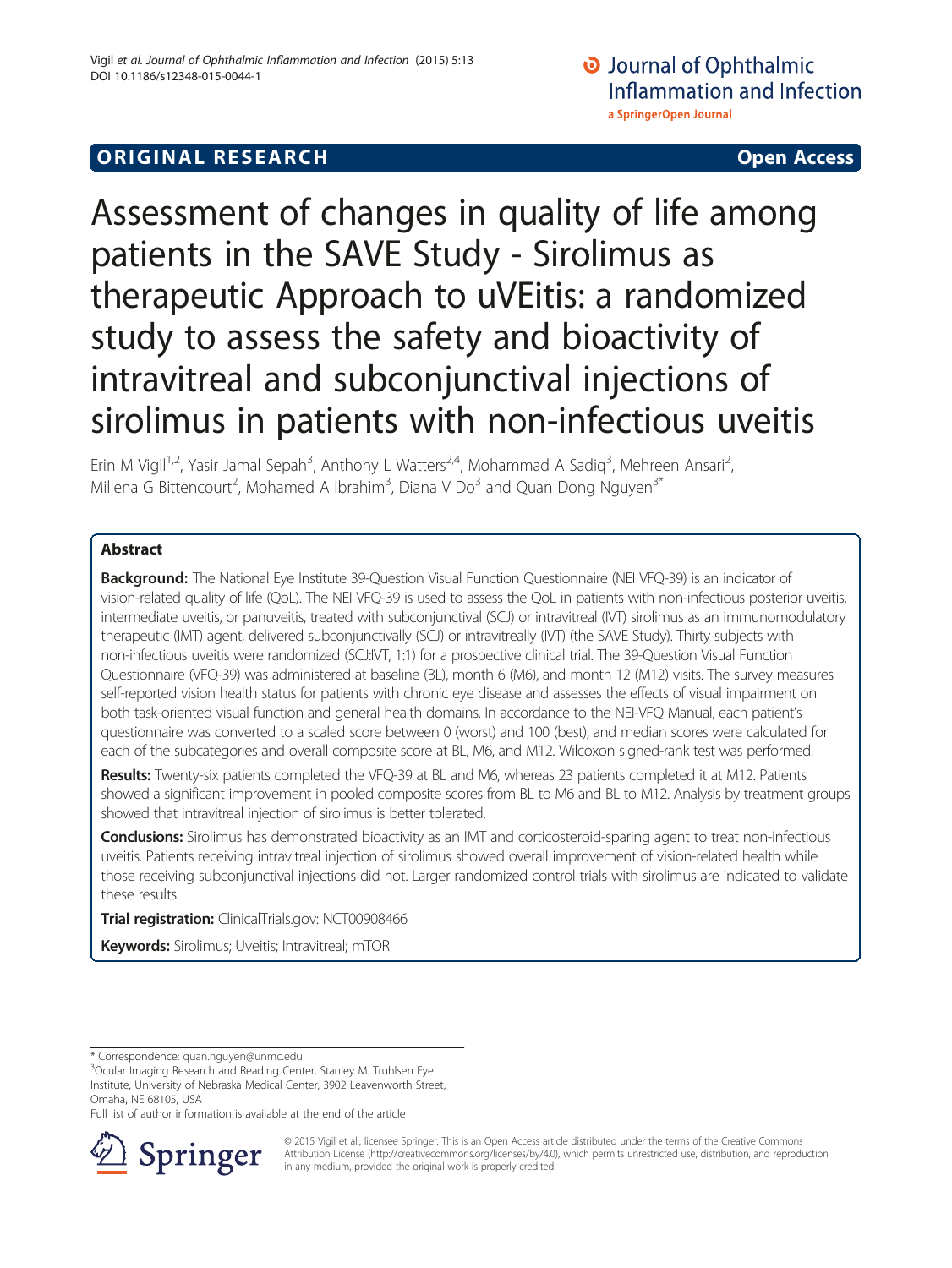ORIGINAL RESEARCH Open Access

# Assessment of changes in quality of life among patients in the SAVE Study - Sirolimus as therapeutic Approach to uVEitis: a randomized study to assess the safety and bioactivity of intravitreal and subconjunctival injections of sirolimus in patients with non-infectious uveitis

Erin M Vigil[1,2], Yasir Jamal Sepah[3], Anthony L Watters[2,4], Mohammad A Sadiq[3], Mehreen Ansari[2], Millena G Bittencourt[2], Mohamed A Ibrahim[3], Diana V Do[3] and Quan Dong Nguyen[3*]

## Abstract

**Background:** The National Eye Institute 39-Question Visual Function Questionnaire (NEI VFQ-39) is an indicator of vision-related quality of life (QoL). The NEI VFQ-39 is used to assess the QoL in patients with non-infectious posterior uveitis, intermediate uveitis, or panuveitis, treated with subconjunctival (SCJ) or intravitreal (IVT) sirolimus as an immunomodulatory therapeutic (IMT) agent, delivered subconjunctivally (SCJ) or intravitreally (IVT) (the SAVE Study). Thirty subjects with non-infectious uveitis were randomized (SCJ:IVT, 1:1) for a prospective clinical trial. The 39-Question Visual Function Questionnaire (VFQ-39) was administered at baseline (BL), month 6 (M6), and month 12 (M12) visits. The survey measures self-reported vision health status for patients with chronic eye disease and assesses the effects of visual impairment on both task-oriented visual function and general health domains. In accordance to the NEI-VFQ Manual, each patient's questionnaire was converted to a scaled score between 0 (worst) and 100 (best), and median scores were calculated for each of the subcategories and overall composite score at BL, M6, and M12. Wilcoxon signed-rank test was performed.

**Results:** Twenty-six patients completed the VFQ-39 at BL and M6, whereas 23 patients completed it at M12. Patients showed a significant improvement in pooled composite scores from BL to M6 and BL to M12. Analysis by treatment groups showed that intravitreal injection of sirolimus is better tolerated.

**Conclusions:** Sirolimus has demonstrated bioactivity as an IMT and corticosteroid-sparing agent to treat non-infectious uveitis. Patients receiving intravitreal injection of sirolimus showed overall improvement of vision-related health while those receiving subconjunctival injections did not. Larger randomized control trials with sirolimus are indicated to validate these results.

**Trial registration:** ClinicalTrials.gov: NCT00908466

**Keywords:** Sirolimus; Uveitis; Intravitreal; mTOR

\* Correspondence: quan.nguyen@unmc.edu
[3]Ocular Imaging Research and Reading Center, Stanley M. Truhlsen Eye Institute, University of Nebraska Medical Center, 3902 Leavenworth Street, Omaha, NE 68105, USA
Full list of author information is available at the end of the article

© 2015 Vigil et al.; licensee Springer. This is an Open Access article distributed under the terms of the Creative Commons Attribution License (http://creativecommons.org/licenses/by/4.0), which permits unrestricted use, distribution, and reproduction in any medium, provided the original work is properly credited.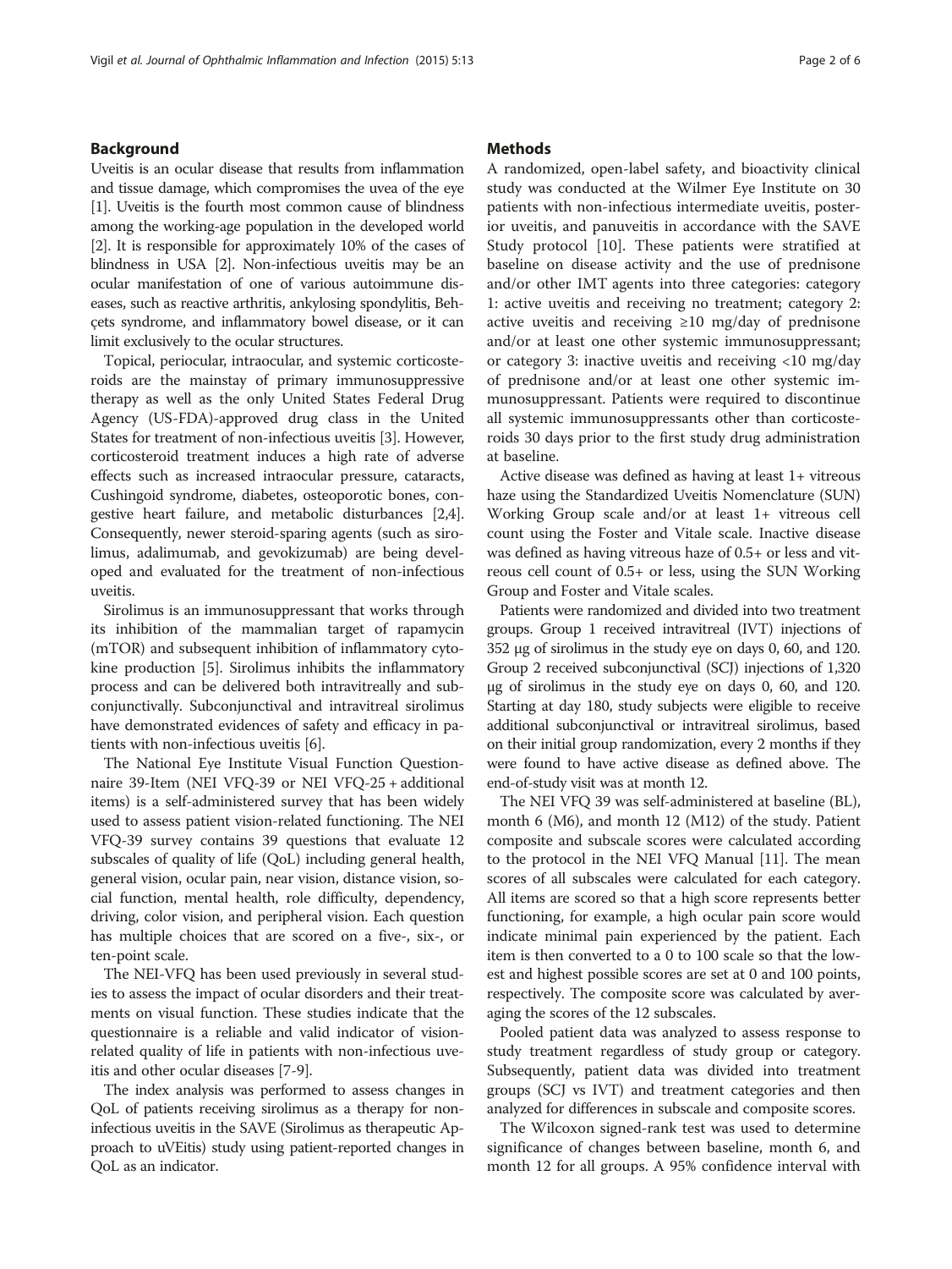## Background

Uveitis is an ocular disease that results from inflammation and tissue damage, which compromises the uvea of the eye [1]. Uveitis is the fourth most common cause of blindness among the working-age population in the developed world [2]. It is responsible for approximately 10% of the cases of blindness in USA [2]. Non-infectious uveitis may be an ocular manifestation of one of various autoimmune diseases, such as reactive arthritis, ankylosing spondylitis, Behçets syndrome, and inflammatory bowel disease, or it can limit exclusively to the ocular structures.

Topical, periocular, intraocular, and systemic corticosteroids are the mainstay of primary immunosuppressive therapy as well as the only United States Federal Drug Agency (US-FDA)-approved drug class in the United States for treatment of non-infectious uveitis [3]. However, corticosteroid treatment induces a high rate of adverse effects such as increased intraocular pressure, cataracts, Cushingoid syndrome, diabetes, osteoporotic bones, congestive heart failure, and metabolic disturbances [2,4]. Consequently, newer steroid-sparing agents (such as sirolimus, adalimumab, and gevokizumab) are being developed and evaluated for the treatment of non-infectious uveitis.

Sirolimus is an immunosuppressant that works through its inhibition of the mammalian target of rapamycin (mTOR) and subsequent inhibition of inflammatory cytokine production [5]. Sirolimus inhibits the inflammatory process and can be delivered both intravitreally and subconjunctivally. Subconjunctival and intravitreal sirolimus have demonstrated evidences of safety and efficacy in patients with non-infectious uveitis [6].

The National Eye Institute Visual Function Questionnaire 39-Item (NEI VFQ-39 or NEI VFQ-25 + additional items) is a self-administered survey that has been widely used to assess patient vision-related functioning. The NEI VFQ-39 survey contains 39 questions that evaluate 12 subscales of quality of life (QoL) including general health, general vision, ocular pain, near vision, distance vision, social function, mental health, role difficulty, dependency, driving, color vision, and peripheral vision. Each question has multiple choices that are scored on a five-, six-, or ten-point scale.

The NEI-VFQ has been used previously in several studies to assess the impact of ocular disorders and their treatments on visual function. These studies indicate that the questionnaire is a reliable and valid indicator of vision-related quality of life in patients with non-infectious uveitis and other ocular diseases [7-9].

The index analysis was performed to assess changes in QoL of patients receiving sirolimus as a therapy for non-infectious uveitis in the SAVE (Sirolimus as therapeutic Approach to uVEitis) study using patient-reported changes in QoL as an indicator.

## Methods

A randomized, open-label safety, and bioactivity clinical study was conducted at the Wilmer Eye Institute on 30 patients with non-infectious intermediate uveitis, posterior uveitis, and panuveitis in accordance with the SAVE Study protocol [10]. These patients were stratified at baseline on disease activity and the use of prednisone and/or other IMT agents into three categories: category 1: active uveitis and receiving no treatment; category 2: active uveitis and receiving ≥10 mg/day of prednisone and/or at least one other systemic immunosuppressant; or category 3: inactive uveitis and receiving <10 mg/day of prednisone and/or at least one other systemic immunosuppressant. Patients were required to discontinue all systemic immunosuppressants other than corticosteroids 30 days prior to the first study drug administration at baseline.

Active disease was defined as having at least 1+ vitreous haze using the Standardized Uveitis Nomenclature (SUN) Working Group scale and/or at least 1+ vitreous cell count using the Foster and Vitale scale. Inactive disease was defined as having vitreous haze of 0.5+ or less and vitreous cell count of 0.5+ or less, using the SUN Working Group and Foster and Vitale scales.

Patients were randomized and divided into two treatment groups. Group 1 received intravitreal (IVT) injections of 352 μg of sirolimus in the study eye on days 0, 60, and 120. Group 2 received subconjunctival (SCJ) injections of 1,320 μg of sirolimus in the study eye on days 0, 60, and 120. Starting at day 180, study subjects were eligible to receive additional subconjunctival or intravitreal sirolimus, based on their initial group randomization, every 2 months if they were found to have active disease as defined above. The end-of-study visit was at month 12.

The NEI VFQ 39 was self-administered at baseline (BL), month 6 (M6), and month 12 (M12) of the study. Patient composite and subscale scores were calculated according to the protocol in the NEI VFQ Manual [11]. The mean scores of all subscales were calculated for each category. All items are scored so that a high score represents better functioning, for example, a high ocular pain score would indicate minimal pain experienced by the patient. Each item is then converted to a 0 to 100 scale so that the lowest and highest possible scores are set at 0 and 100 points, respectively. The composite score was calculated by averaging the scores of the 12 subscales.

Pooled patient data was analyzed to assess response to study treatment regardless of study group or category. Subsequently, patient data was divided into treatment groups (SCJ vs IVT) and treatment categories and then analyzed for differences in subscale and composite scores.

The Wilcoxon signed-rank test was used to determine significance of changes between baseline, month 6, and month 12 for all groups. A 95% confidence interval with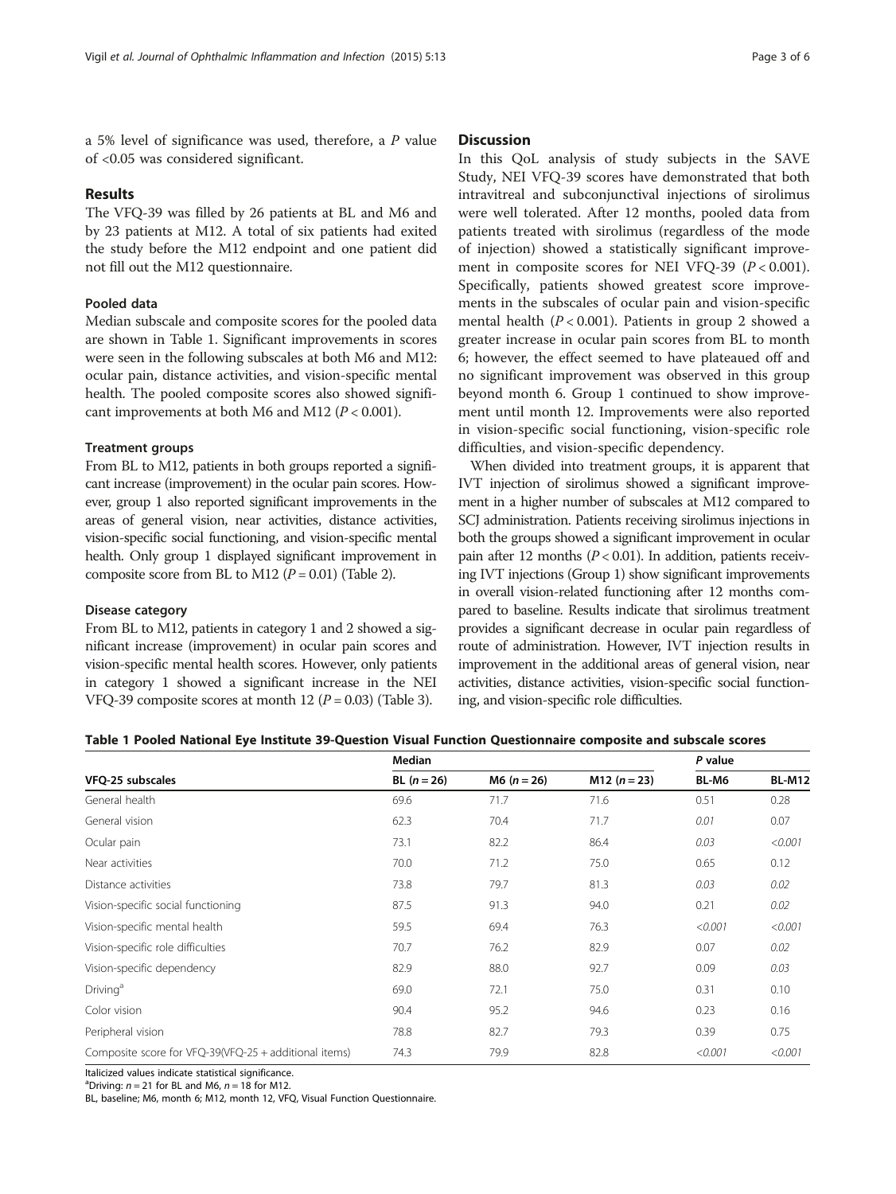a 5% level of significance was used, therefore, a *P* value of <0.05 was considered significant.

## Results

The VFQ-39 was filled by 26 patients at BL and M6 and by 23 patients at M12. A total of six patients had exited the study before the M12 endpoint and one patient did not fill out the M12 questionnaire.

### Pooled data

Median subscale and composite scores for the pooled data are shown in Table 1. Significant improvements in scores were seen in the following subscales at both M6 and M12: ocular pain, distance activities, and vision-specific mental health. The pooled composite scores also showed significant improvements at both M6 and M12 ($P < 0.001$).

### Treatment groups

From BL to M12, patients in both groups reported a significant increase (improvement) in the ocular pain scores. However, group 1 also reported significant improvements in the areas of general vision, near activities, distance activities, vision-specific social functioning, and vision-specific mental health. Only group 1 displayed significant improvement in composite score from BL to M12 ($P = 0.01$) (Table 2).

### Disease category

From BL to M12, patients in category 1 and 2 showed a significant increase (improvement) in ocular pain scores and vision-specific mental health scores. However, only patients in category 1 showed a significant increase in the NEI VFQ-39 composite scores at month 12 ($P = 0.03$) (Table 3).

## Discussion

In this QoL analysis of study subjects in the SAVE Study, NEI VFQ-39 scores have demonstrated that both intravitreal and subconjunctival injections of sirolimus were well tolerated. After 12 months, pooled data from patients treated with sirolimus (regardless of the mode of injection) showed a statistically significant improvement in composite scores for NEI VFQ-39 ($P < 0.001$). Specifically, patients showed greatest score improvements in the subscales of ocular pain and vision-specific mental health ($P < 0.001$). Patients in group 2 showed a greater increase in ocular pain scores from BL to month 6; however, the effect seemed to have plateaued off and no significant improvement was observed in this group beyond month 6. Group 1 continued to show improvement until month 12. Improvements were also reported in vision-specific social functioning, vision-specific role difficulties, and vision-specific dependency.

When divided into treatment groups, it is apparent that IVT injection of sirolimus showed a significant improvement in a higher number of subscales at M12 compared to SCJ administration. Patients receiving sirolimus injections in both the groups showed a significant improvement in ocular pain after 12 months ($P < 0.01$). In addition, patients receiving IVT injections (Group 1) show significant improvements in overall vision-related functioning after 12 months compared to baseline. Results indicate that sirolimus treatment provides a significant decrease in ocular pain regardless of route of administration. However, IVT injection results in improvement in the additional areas of general vision, near activities, distance activities, vision-specific social functioning, and vision-specific role difficulties.

**Table 1 Pooled National Eye Institute 39-Question Visual Function Questionnaire composite and subscale scores**

| VFQ-25 subscales | Median | | | *P* value | |
|---|---|---|---|---|---|
| | BL ($n = 26$) | M6 ($n = 26$) | M12 ($n = 23$) | BL-M6 | BL-M12 |
| General health | 69.6 | 71.7 | 71.6 | 0.51 | 0.28 |
| General vision | 62.3 | 70.4 | 71.7 | *0.01* | 0.07 |
| Ocular pain | 73.1 | 82.2 | 86.4 | *0.03* | *<0.001* |
| Near activities | 70.0 | 71.2 | 75.0 | 0.65 | 0.12 |
| Distance activities | 73.8 | 79.7 | 81.3 | *0.03* | *0.02* |
| Vision-specific social functioning | 87.5 | 91.3 | 94.0 | 0.21 | *0.02* |
| Vision-specific mental health | 59.5 | 69.4 | 76.3 | *<0.001* | *<0.001* |
| Vision-specific role difficulties | 70.7 | 76.2 | 82.9 | 0.07 | *0.02* |
| Vision-specific dependency | 82.9 | 88.0 | 92.7 | 0.09 | *0.03* |
| Driving[a] | 69.0 | 72.1 | 75.0 | 0.31 | 0.10 |
| Color vision | 90.4 | 95.2 | 94.6 | 0.23 | 0.16 |
| Peripheral vision | 78.8 | 82.7 | 79.3 | 0.39 | 0.75 |
| Composite score for VFQ-39(VFQ-25 + additional items) | 74.3 | 79.9 | 82.8 | *<0.001* | *<0.001* |

Italicized values indicate statistical significance.
[a]Driving: $n = 21$ for BL and M6, $n = 18$ for M12.
BL, baseline; M6, month 6; M12, month 12, VFQ, Visual Function Questionnaire.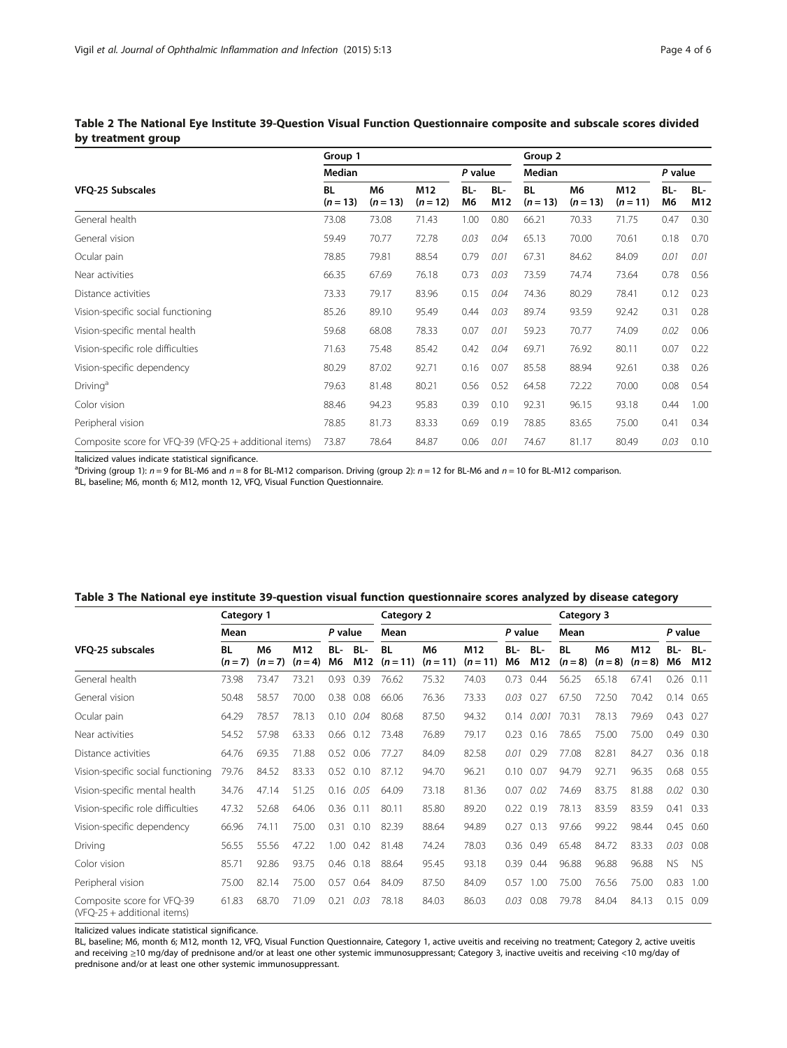**Table 2 The National Eye Institute 39-Question Visual Function Questionnaire composite and subscale scores divided by treatment group**

| VFQ-25 Subscales | Group 1 | | | | | Group 2 | | | | |
|---|---|---|---|---|---|---|---|---|---|---|
| | Median | | | *P* value | | Median | | | *P* value | |
| | BL ($n = 13$) | M6 ($n = 13$) | M12 ($n = 12$) | BL-M6 | BL-M12 | BL ($n = 13$) | M6 ($n = 13$) | M12 ($n = 11$) | BL-M6 | BL-M12 |
| General health | 73.08 | 73.08 | 71.43 | 1.00 | 0.80 | 66.21 | 70.33 | 71.75 | 0.47 | 0.30 |
| General vision | 59.49 | 70.77 | 72.78 | *0.03* | *0.04* | 65.13 | 70.00 | 70.61 | 0.18 | 0.70 |
| Ocular pain | 78.85 | 79.81 | 88.54 | 0.79 | *0.01* | 67.31 | 84.62 | 84.09 | *0.01* | *0.01* |
| Near activities | 66.35 | 67.69 | 76.18 | 0.73 | *0.03* | 73.59 | 74.74 | 73.64 | 0.78 | 0.56 |
| Distance activities | 73.33 | 79.17 | 83.96 | 0.15 | *0.04* | 74.36 | 80.29 | 78.41 | 0.12 | 0.23 |
| Vision-specific social functioning | 85.26 | 89.10 | 95.49 | 0.44 | *0.03* | 89.74 | 93.59 | 92.42 | 0.31 | 0.28 |
| Vision-specific mental health | 59.68 | 68.08 | 78.33 | 0.07 | *0.01* | 59.23 | 70.77 | 74.09 | *0.02* | 0.06 |
| Vision-specific role difficulties | 71.63 | 75.48 | 85.42 | 0.42 | *0.04* | 69.71 | 76.92 | 80.11 | 0.07 | 0.22 |
| Vision-specific dependency | 80.29 | 87.02 | 92.71 | 0.16 | 0.07 | 85.58 | 88.94 | 92.61 | 0.38 | 0.26 |
| Driving[a] | 79.63 | 81.48 | 80.21 | 0.56 | 0.52 | 64.58 | 72.22 | 70.00 | 0.08 | 0.54 |
| Color vision | 88.46 | 94.23 | 95.83 | 0.39 | 0.10 | 92.31 | 96.15 | 93.18 | 0.44 | 1.00 |
| Peripheral vision | 78.85 | 81.73 | 83.33 | 0.69 | 0.19 | 78.85 | 83.65 | 75.00 | 0.41 | 0.34 |
| Composite score for VFQ-39 (VFQ-25 + additional items) | 73.87 | 78.64 | 84.87 | 0.06 | *0.01* | 74.67 | 81.17 | 80.49 | *0.03* | 0.10 |

Italicized values indicate statistical significance.
[a]Driving (group 1): $n = 9$ for BL-M6 and $n = 8$ for BL-M12 comparison. Driving (group 2): $n = 12$ for BL-M6 and $n = 10$ for BL-M12 comparison.
BL, baseline; M6, month 6; M12, month 12, VFQ, Visual Function Questionnaire.

**Table 3 The National eye institute 39-question visual function questionnaire scores analyzed by disease category**

| VFQ-25 subscales | Category 1 | | | | | Category 2 | | | | | Category 3 | | | | |
|---|---|---|---|---|---|---|---|---|---|---|---|---|---|---|---|
| | Mean | | | *P* value | | Mean | | | *P* value | | Mean | | | *P* value | |
| | BL ($n = 7$) | M6 ($n = 7$) | M12 ($n = 4$) | BL-M6 | BL-M12 | BL ($n = 11$) | M6 ($n = 11$) | M12 ($n = 11$) | BL-M6 | BL-M12 | BL ($n = 8$) | M6 ($n = 8$) | M12 ($n = 8$) | BL-M6 | BL-M12 |
| General health | 73.98 | 73.47 | 73.21 | 0.93 | 0.39 | 76.62 | 75.32 | 74.03 | 0.73 | 0.44 | 56.25 | 65.18 | 67.41 | 0.26 | 0.11 |
| General vision | 50.48 | 58.57 | 70.00 | 0.38 | 0.08 | 66.06 | 76.36 | 73.33 | *0.03* | 0.27 | 67.50 | 72.50 | 70.42 | 0.14 | 0.65 |
| Ocular pain | 64.29 | 78.57 | 78.13 | 0.10 | *0.04* | 80.68 | 87.50 | 94.32 | 0.14 | *0.001* | 70.31 | 78.13 | 79.69 | 0.43 | 0.27 |
| Near activities | 54.52 | 57.98 | 63.33 | 0.66 | 0.12 | 73.48 | 76.89 | 79.17 | 0.23 | 0.16 | 78.65 | 75.00 | 75.00 | 0.49 | 0.30 |
| Distance activities | 64.76 | 69.35 | 71.88 | 0.52 | 0.06 | 77.27 | 84.09 | 82.58 | *0.01* | 0.29 | 77.08 | 82.81 | 84.27 | 0.36 | 0.18 |
| Vision-specific social functioning | 79.76 | 84.52 | 83.33 | 0.52 | 0.10 | 87.12 | 94.70 | 96.21 | 0.10 | 0.07 | 94.79 | 92.71 | 96.35 | 0.68 | 0.55 |
| Vision-specific mental health | 34.76 | 47.14 | 51.25 | 0.16 | *0.05* | 64.09 | 73.18 | 81.36 | 0.07 | *0.02* | 74.69 | 83.75 | 81.88 | *0.02* | 0.30 |
| Vision-specific role difficulties | 47.32 | 52.68 | 64.06 | 0.36 | 0.11 | 80.11 | 85.80 | 89.20 | 0.22 | 0.19 | 78.13 | 83.59 | 83.59 | 0.41 | 0.33 |
| Vision-specific dependency | 66.96 | 74.11 | 75.00 | 0.31 | 0.10 | 82.39 | 88.64 | 94.89 | 0.27 | 0.13 | 97.66 | 99.22 | 98.44 | 0.45 | 0.60 |
| Driving | 56.55 | 55.56 | 47.22 | 1.00 | 0.42 | 81.48 | 74.24 | 78.03 | 0.36 | 0.49 | 65.48 | 84.72 | 83.33 | *0.03* | 0.08 |
| Color vision | 85.71 | 92.86 | 93.75 | 0.46 | 0.18 | 88.64 | 95.45 | 93.18 | 0.39 | 0.44 | 96.88 | 96.88 | 96.88 | NS | NS |
| Peripheral vision | 75.00 | 82.14 | 75.00 | 0.57 | 0.64 | 84.09 | 87.50 | 84.09 | 0.57 | 1.00 | 75.00 | 76.56 | 75.00 | 0.83 | 1.00 |
| Composite score for VFQ-39 (VFQ-25 + additional items) | 61.83 | 68.70 | 71.09 | 0.21 | *0.03* | 78.18 | 84.03 | 86.03 | *0.03* | 0.08 | 79.78 | 84.04 | 84.13 | 0.15 | 0.09 |

Italicized values indicate statistical significance.
BL, baseline; M6, month 6; M12, month 12, VFQ, Visual Function Questionnaire, Category 1, active uveitis and receiving no treatment; Category 2, active uveitis and receiving ≥10 mg/day of prednisone and/or at least one other systemic immunosuppressant; Category 3, inactive uveitis and receiving <10 mg/day of prednisone and/or at least one other systemic immunosuppressant.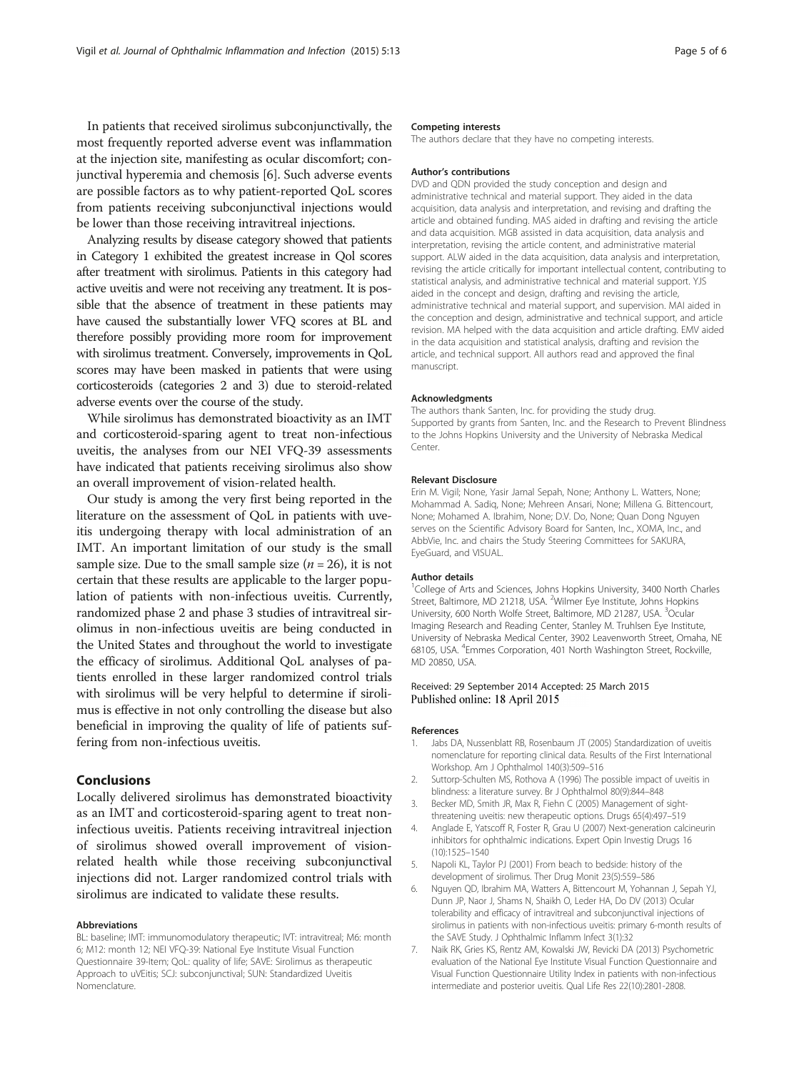In patients that received sirolimus subconjunctivally, the most frequently reported adverse event was inflammation at the injection site, manifesting as ocular discomfort; conjunctival hyperemia and chemosis [6]. Such adverse events are possible factors as to why patient-reported QoL scores from patients receiving subconjunctival injections would be lower than those receiving intravitreal injections.

Analyzing results by disease category showed that patients in Category 1 exhibited the greatest increase in Qol scores after treatment with sirolimus. Patients in this category had active uveitis and were not receiving any treatment. It is possible that the absence of treatment in these patients may have caused the substantially lower VFQ scores at BL and therefore possibly providing more room for improvement with sirolimus treatment. Conversely, improvements in QoL scores may have been masked in patients that were using corticosteroids (categories 2 and 3) due to steroid-related adverse events over the course of the study.

While sirolimus has demonstrated bioactivity as an IMT and corticosteroid-sparing agent to treat non-infectious uveitis, the analyses from our NEI VFQ-39 assessments have indicated that patients receiving sirolimus also show an overall improvement of vision-related health.

Our study is among the very first being reported in the literature on the assessment of QoL in patients with uveitis undergoing therapy with local administration of an IMT. An important limitation of our study is the small sample size. Due to the small sample size ($n = 26$), it is not certain that these results are applicable to the larger population of patients with non-infectious uveitis. Currently, randomized phase 2 and phase 3 studies of intravitreal sirolimus in non-infectious uveitis are being conducted in the United States and throughout the world to investigate the efficacy of sirolimus. Additional QoL analyses of patients enrolled in these larger randomized control trials with sirolimus will be very helpful to determine if sirolimus is effective in not only controlling the disease but also beneficial in improving the quality of life of patients suffering from non-infectious uveitis.

## Conclusions

Locally delivered sirolimus has demonstrated bioactivity as an IMT and corticosteroid-sparing agent to treat non-infectious uveitis. Patients receiving intravitreal injection of sirolimus showed overall improvement of vision-related health while those receiving subconjunctival injections did not. Larger randomized control trials with sirolimus are indicated to validate these results.

#### Abbreviations

BL: baseline; IMT: immunomodulatory therapeutic; IVT: intravitreal; M6: month 6; M12: month 12; NEI VFQ-39: National Eye Institute Visual Function Questionnaire 39-Item; QoL: quality of life; SAVE: Sirolimus as therapeutic Approach to uVEitis; SCJ: subconjunctival; SUN: Standardized Uveitis Nomenclature.

#### Competing interests

The authors declare that they have no competing interests.

#### Author's contributions

DVD and QDN provided the study conception and design and administrative technical and material support. They aided in the data acquisition, data analysis and interpretation, and revising and drafting the article and obtained funding. MAS aided in drafting and revising the article and data acquisition. MGB assisted in data acquisition, data analysis and interpretation, revising the article content, and administrative material support. ALW aided in the data acquisition, data analysis and interpretation, revising the article critically for important intellectual content, contributing to statistical analysis, and administrative technical and material support. YJS aided in the concept and design, drafting and revising the article, administrative technical and material support, and supervision. MAI aided in the conception and design, administrative and technical support, and article revision. MA helped with the data acquisition and article drafting. EMV aided in the data acquisition and statistical analysis, drafting and revision the article, and technical support. All authors read and approved the final manuscript.

#### Acknowledgments

The authors thank Santen, Inc. for providing the study drug.
Supported by grants from Santen, Inc. and the Research to Prevent Blindness to the Johns Hopkins University and the University of Nebraska Medical Center.

#### Relevant Disclosure

Erin M. Vigil; None, Yasir Jamal Sepah, None; Anthony L. Watters, None; Mohammad A. Sadiq, None; Mehreen Ansari, None; Millena G. Bittencourt, None; Mohamed A. Ibrahim, None; D.V. Do, None; Quan Dong Nguyen serves on the Scientific Advisory Board for Santen, Inc., XOMA, Inc., and AbbVie, Inc. and chairs the Study Steering Committees for SAKURA, EyeGuard, and VISUAL.

#### Author details

[1]College of Arts and Sciences, Johns Hopkins University, 3400 North Charles Street, Baltimore, MD 21218, USA. [2]Wilmer Eye Institute, Johns Hopkins University, 600 North Wolfe Street, Baltimore, MD 21287, USA. [3]Ocular Imaging Research and Reading Center, Stanley M. Truhlsen Eye Institute, University of Nebraska Medical Center, 3902 Leavenworth Street, Omaha, NE 68105, USA. [4]Emmes Corporation, 401 North Washington Street, Rockville, MD 20850, USA.

Received: 29 September 2014 Accepted: 25 March 2015
Published online: 18 April 2015

#### References

1. Jabs DA, Nussenblatt RB, Rosenbaum JT (2005) Standardization of uveitis nomenclature for reporting clinical data. Results of the First International Workshop. Am J Ophthalmol 140(3):509–516
2. Suttorp-Schulten MS, Rothova A (1996) The possible impact of uveitis in blindness: a literature survey. Br J Ophthalmol 80(9):844–848
3. Becker MD, Smith JR, Max R, Fiehn C (2005) Management of sight-threatening uveitis: new therapeutic options. Drugs 65(4):497–519
4. Anglade E, Yatscoff R, Foster R, Grau U (2007) Next-generation calcineurin inhibitors for ophthalmic indications. Expert Opin Investig Drugs 16 (10):1525–1540
5. Napoli KL, Taylor PJ (2001) From beach to bedside: history of the development of sirolimus. Ther Drug Monit 23(5):559–586
6. Nguyen QD, Ibrahim MA, Watters A, Bittencourt M, Yohannan J, Sepah YJ, Dunn JP, Naor J, Shams N, Shaikh O, Leder HA, Do DV (2013) Ocular tolerability and efficacy of intravitreal and subconjunctival injections of sirolimus in patients with non-infectious uveitis: primary 6-month results of the SAVE Study. J Ophthalmic Inflamm Infect 3(1):32
7. Naik RK, Gries KS, Rentz AM, Kowalski JW, Revicki DA (2013) Psychometric evaluation of the National Eye Institute Visual Function Questionnaire and Visual Function Questionnaire Utility Index in patients with non-infectious intermediate and posterior uveitis. Qual Life Res 22(10):2801-2808.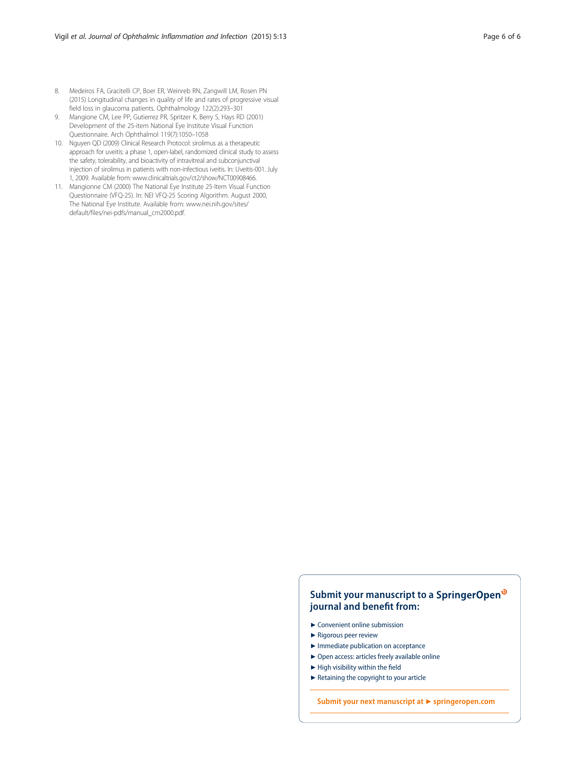8. Medeiros FA, Gracitelli CP, Boer ER, Weinreb RN, Zangwill LM, Rosen PN (2015) Longitudinal changes in quality of life and rates of progressive visual field loss in glaucoma patients. Ophthalmology 122(2):293–301
9. Mangione CM, Lee PP, Gutierrez PR, Spritzer K, Berry S, Hays RD (2001) Development of the 25-item National Eye Institute Visual Function Questionnaire. Arch Ophthalmol 119(7):1050–1058
10. Nguyen QD (2009) Clinical Research Protocol: sirolimus as a therapeutic approach for uveitis: a phase 1, open-label, randomized clinical study to assess the safety, tolerability, and bioactivity of intravitreal and subconjunctival injection of sirolimus in patients with non-infectious iveitis. In: Uveitis-001. July 1, 2009. Available from: www.clinicaltrials.gov/ct2/show/NCT00908466.
11. Mangionne CM (2000) The National Eye Institute 25-Item Visual Function Questionnaire (VFQ-25). In: NEI VFQ-25 Scoring Algorithm. August 2000, The National Eye Institute. Available from: www.nei.nih.gov/sites/default/files/nei-pdfs/manual_cm2000.pdf.

**Submit your manuscript to a SpringerOpen journal and benefit from:**

- ► Convenient online submission
- ► Rigorous peer review
- ► Immediate publication on acceptance
- ► Open access: articles freely available online
- ► High visibility within the field
- ► Retaining the copyright to your article

**Submit your next manuscript at ► springeropen.com**